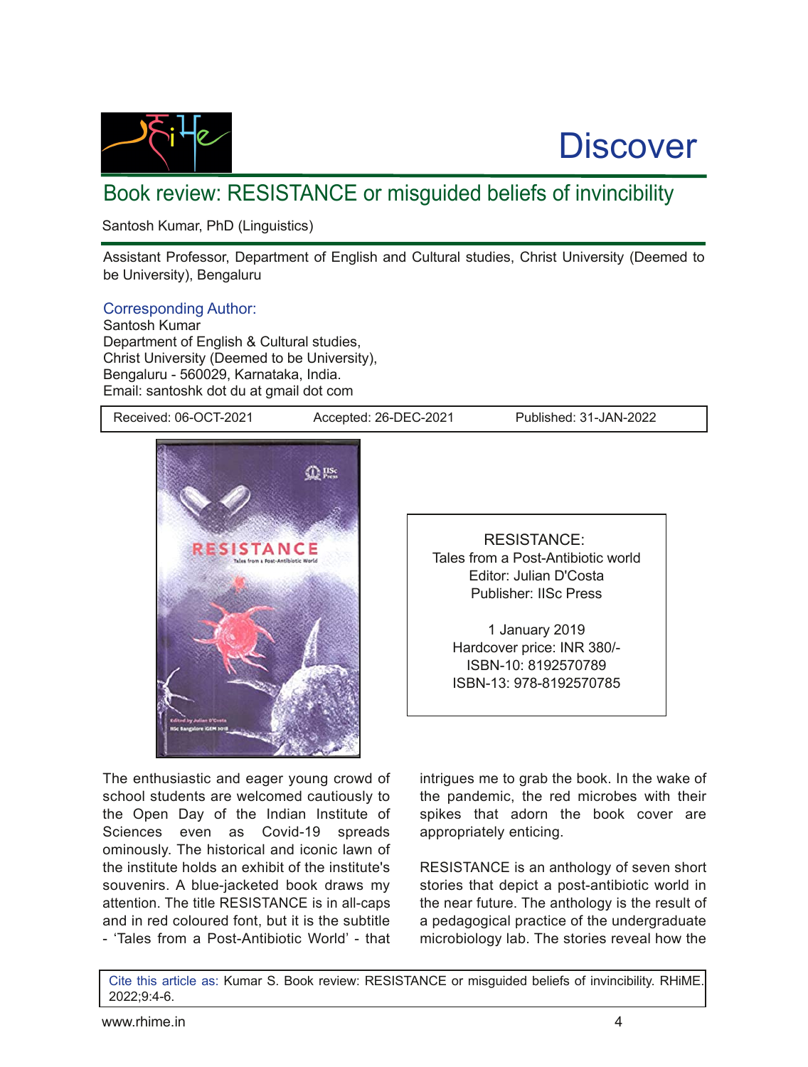Discover

# Book review: RESISTANCE or misguided beliefs of invincibility

Santosh Kumar, PhD (Linguistics)

Assistant Professor, Department of English and Cultural studies, Christ University (Deemed to be University), Bengaluru

Corresponding Author:
Santosh Kumar
Department of English & Cultural studies,
Christ University (Deemed to be University),
Bengaluru - 560029, Karnataka, India.
Email: santoshk dot du at gmail dot com

| Received: 06-OCT-2021 | Accepted: 26-DEC-2021 | Published: 31-JAN-2022 |
|---|---|---|

RESISTANCE:
Tales from a Post-Antibiotic world
Editor: Julian D'Costa
Publisher: IISc Press

1 January 2019
Hardcover price: INR 380/-
ISBN-10: 8192570789
ISBN-13: 978-8192570785

The enthusiastic and eager young crowd of school students are welcomed cautiously to the Open Day of the Indian Institute of Sciences even as Covid-19 spreads ominously. The historical and iconic lawn of the institute holds an exhibit of the institute's souvenirs. A blue-jacketed book draws my attention. The title RESISTANCE is in all-caps and in red coloured font, but it is the subtitle - 'Tales from a Post-Antibiotic World' - that intrigues me to grab the book. In the wake of the pandemic, the red microbes with their spikes that adorn the book cover are appropriately enticing.

RESISTANCE is an anthology of seven short stories that depict a post-antibiotic world in the near future. The anthology is the result of a pedagogical practice of the undergraduate microbiology lab. The stories reveal how the

Cite this article as: Kumar S. Book review: RESISTANCE or misguided beliefs of invincibility. RHiME. 2022;9:4-6.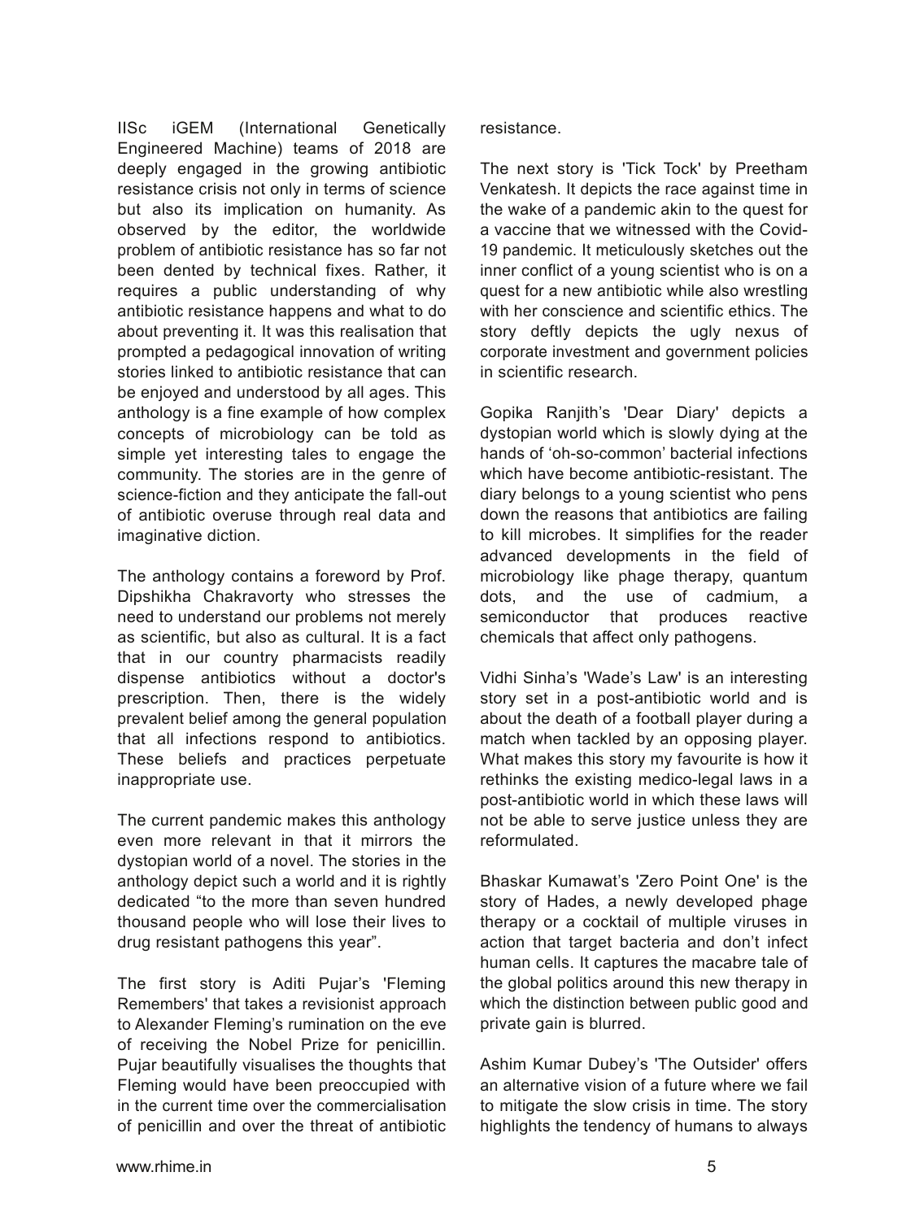IISc iGEM (International Genetically Engineered Machine) teams of 2018 are deeply engaged in the growing antibiotic resistance crisis not only in terms of science but also its implication on humanity. As observed by the editor, the worldwide problem of antibiotic resistance has so far not been dented by technical fixes. Rather, it requires a public understanding of why antibiotic resistance happens and what to do about preventing it. It was this realisation that prompted a pedagogical innovation of writing stories linked to antibiotic resistance that can be enjoyed and understood by all ages. This anthology is a fine example of how complex concepts of microbiology can be told as simple yet interesting tales to engage the community. The stories are in the genre of science-fiction and they anticipate the fall-out of antibiotic overuse through real data and imaginative diction.

The anthology contains a foreword by Prof. Dipshikha Chakravorty who stresses the need to understand our problems not merely as scientific, but also as cultural. It is a fact that in our country pharmacists readily dispense antibiotics without a doctor's prescription. Then, there is the widely prevalent belief among the general population that all infections respond to antibiotics. These beliefs and practices perpetuate inappropriate use.

The current pandemic makes this anthology even more relevant in that it mirrors the dystopian world of a novel. The stories in the anthology depict such a world and it is rightly dedicated "to the more than seven hundred thousand people who will lose their lives to drug resistant pathogens this year".

The first story is Aditi Pujar's 'Fleming Remembers' that takes a revisionist approach to Alexander Fleming's rumination on the eve of receiving the Nobel Prize for penicillin. Pujar beautifully visualises the thoughts that Fleming would have been preoccupied with in the current time over the commercialisation of penicillin and over the threat of antibiotic resistance.

The next story is 'Tick Tock' by Preetham Venkatesh. It depicts the race against time in the wake of a pandemic akin to the quest for a vaccine that we witnessed with the Covid-19 pandemic. It meticulously sketches out the inner conflict of a young scientist who is on a quest for a new antibiotic while also wrestling with her conscience and scientific ethics. The story deftly depicts the ugly nexus of corporate investment and government policies in scientific research.

Gopika Ranjith's 'Dear Diary' depicts a dystopian world which is slowly dying at the hands of 'oh-so-common' bacterial infections which have become antibiotic-resistant. The diary belongs to a young scientist who pens down the reasons that antibiotics are failing to kill microbes. It simplifies for the reader advanced developments in the field of microbiology like phage therapy, quantum dots, and the use of cadmium, a semiconductor that produces reactive chemicals that affect only pathogens.

Vidhi Sinha's 'Wade's Law' is an interesting story set in a post-antibiotic world and is about the death of a football player during a match when tackled by an opposing player. What makes this story my favourite is how it rethinks the existing medico-legal laws in a post-antibiotic world in which these laws will not be able to serve justice unless they are reformulated.

Bhaskar Kumawat's 'Zero Point One' is the story of Hades, a newly developed phage therapy or a cocktail of multiple viruses in action that target bacteria and don't infect human cells. It captures the macabre tale of the global politics around this new therapy in which the distinction between public good and private gain is blurred.

Ashim Kumar Dubey's 'The Outsider' offers an alternative vision of a future where we fail to mitigate the slow crisis in time. The story highlights the tendency of humans to always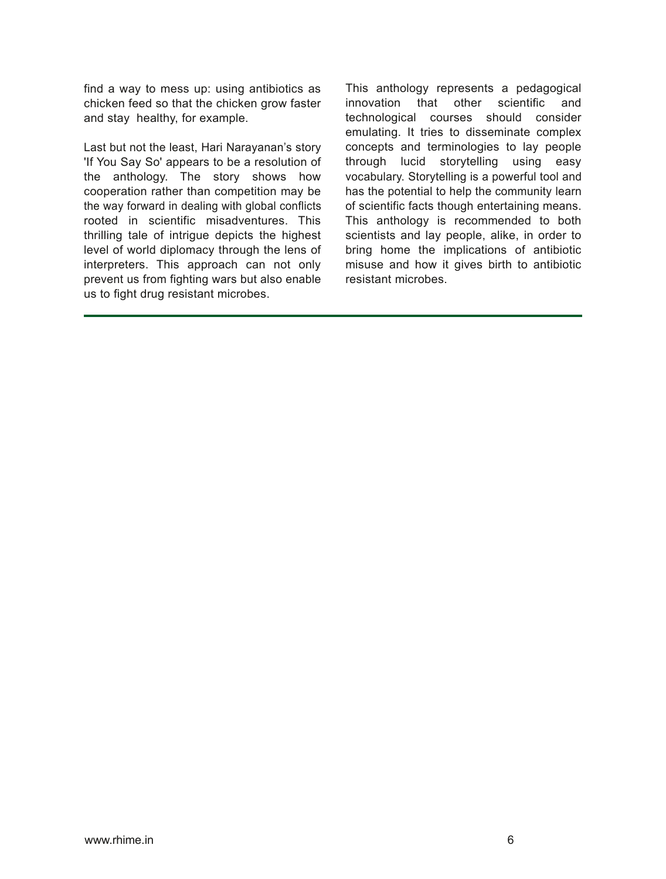find a way to mess up: using antibiotics as chicken feed so that the chicken grow faster and stay healthy, for example.

Last but not the least, Hari Narayanan's story 'If You Say So' appears to be a resolution of the anthology. The story shows how cooperation rather than competition may be the way forward in dealing with global conflicts rooted in scientific misadventures. This thrilling tale of intrigue depicts the highest level of world diplomacy through the lens of interpreters. This approach can not only prevent us from fighting wars but also enable us to fight drug resistant microbes.

This anthology represents a pedagogical innovation that other scientific and technological courses should consider emulating. It tries to disseminate complex concepts and terminologies to lay people through lucid storytelling using easy vocabulary. Storytelling is a powerful tool and has the potential to help the community learn of scientific facts though entertaining means. This anthology is recommended to both scientists and lay people, alike, in order to bring home the implications of antibiotic misuse and how it gives birth to antibiotic resistant microbes.